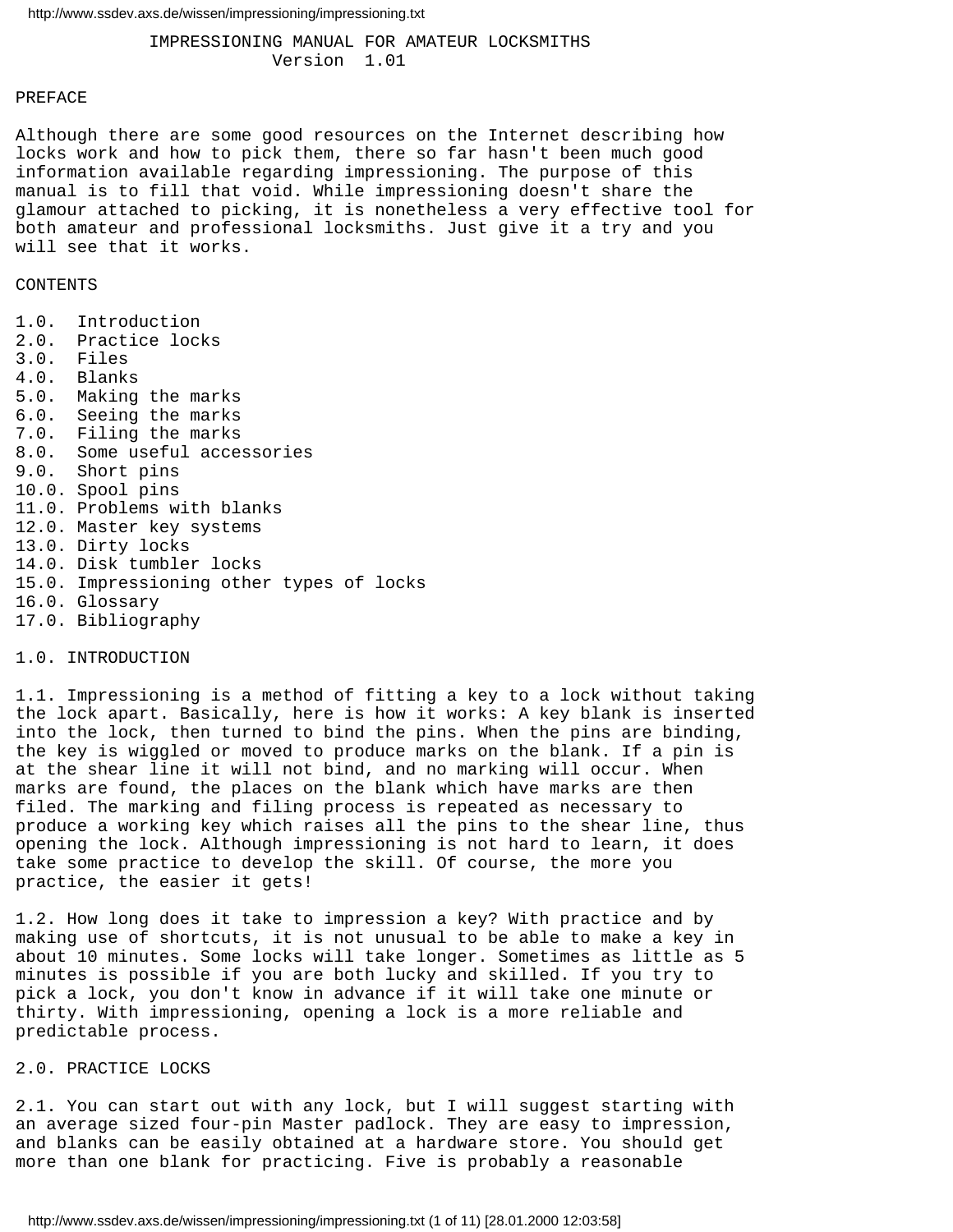# IMPRESSIONING MANUAL FOR AMATEUR LOCKSMITHS

Version 1.01

## PREFACE

Although there are some good resources on the Internet describing how locks work and how to pick them, there so far hasn't been much good information available regarding impressioning. The purpose of this manual is to fill that void. While impressioning doesn't share the glamour attached to picking, it is nonetheless a very effective tool for both amateur and professional locksmiths. Just give it a try and you will see that it works.

## CONTENTS

1.0. Introduction
2.0. Practice locks
3.0. Files
4.0. Blanks
5.0. Making the marks
6.0. Seeing the marks
7.0. Filing the marks
8.0. Some useful accessories
9.0. Short pins
10.0. Spool pins
11.0. Problems with blanks
12.0. Master key systems
13.0. Dirty locks
14.0. Disk tumbler locks
15.0. Impressioning other types of locks
16.0. Glossary
17.0. Bibliography

## 1.0. INTRODUCTION

1.1. Impressioning is a method of fitting a key to a lock without taking the lock apart. Basically, here is how it works: A key blank is inserted into the lock, then turned to bind the pins. When the pins are binding, the key is wiggled or moved to produce marks on the blank. If a pin is at the shear line it will not bind, and no marking will occur. When marks are found, the places on the blank which have marks are then filed. The marking and filing process is repeated as necessary to produce a working key which raises all the pins to the shear line, thus opening the lock. Although impressioning is not hard to learn, it does take some practice to develop the skill. Of course, the more you practice, the easier it gets!

1.2. How long does it take to impression a key? With practice and by making use of shortcuts, it is not unusual to be able to make a key in about 10 minutes. Some locks will take longer. Sometimes as little as 5 minutes is possible if you are both lucky and skilled. If you try to pick a lock, you don't know in advance if it will take one minute or thirty. With impressioning, opening a lock is a more reliable and predictable process.

## 2.0. PRACTICE LOCKS

2.1. You can start out with any lock, but I will suggest starting with an average sized four-pin Master padlock. They are easy to impression, and blanks can be easily obtained at a hardware store. You should get more than one blank for practicing. Five is probably a reasonable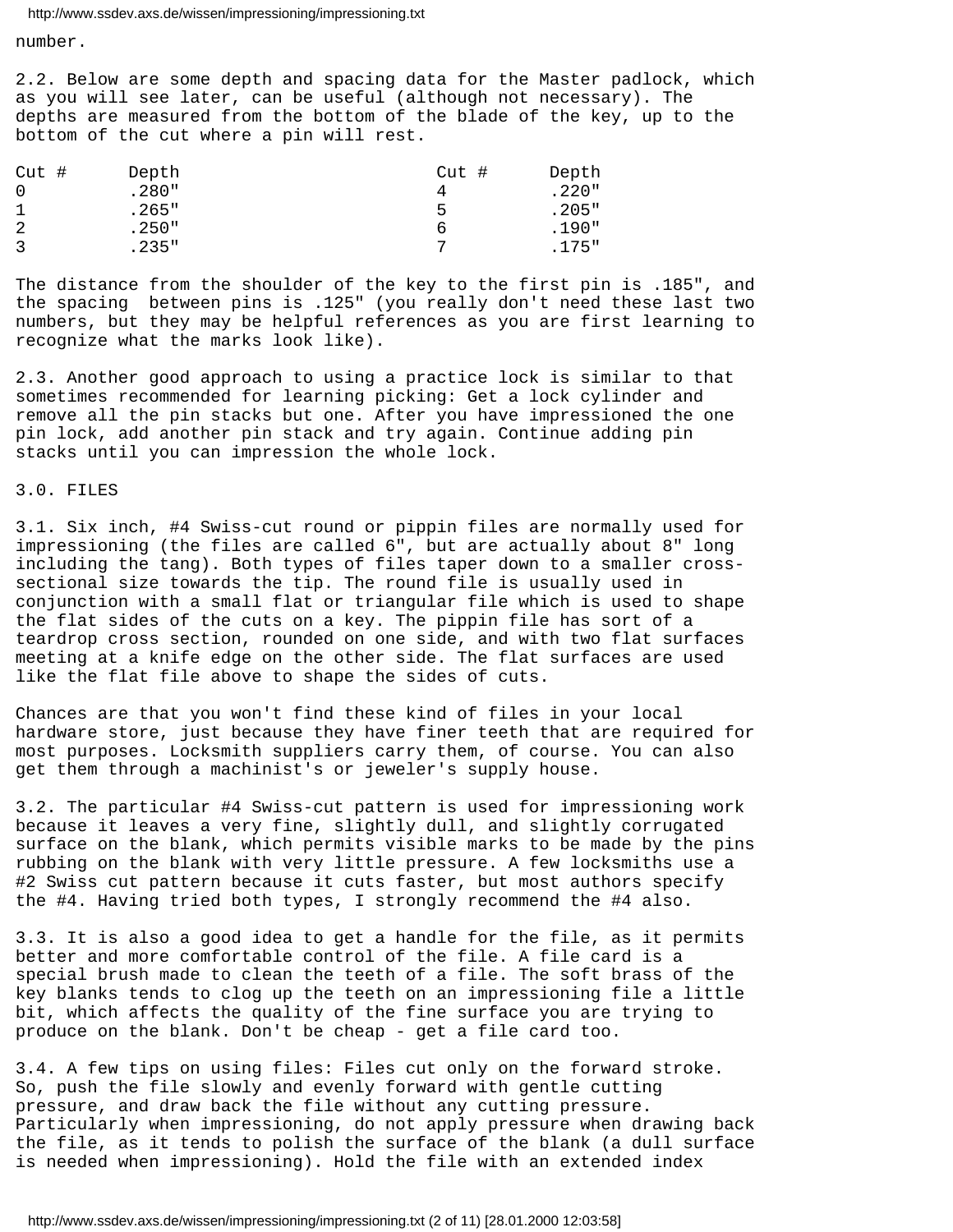number.

2.2. Below are some depth and spacing data for the Master padlock, which as you will see later, can be useful (although not necessary). The depths are measured from the bottom of the blade of the key, up to the bottom of the cut where a pin will rest.

| Cut # | Depth | Cut # | Depth |
|---|---|---|---|
| 0 | .280" | 4 | .220" |
| 1 | .265" | 5 | .205" |
| 2 | .250" | 6 | .190" |
| 3 | .235" | 7 | .175" |

The distance from the shoulder of the key to the first pin is .185", and the spacing between pins is .125" (you really don't need these last two numbers, but they may be helpful references as you are first learning to recognize what the marks look like).

2.3. Another good approach to using a practice lock is similar to that sometimes recommended for learning picking: Get a lock cylinder and remove all the pin stacks but one. After you have impressioned the one pin lock, add another pin stack and try again. Continue adding pin stacks until you can impression the whole lock.

## 3.0. FILES

3.1. Six inch, #4 Swiss-cut round or pippin files are normally used for impressioning (the files are called 6", but are actually about 8" long including the tang). Both types of files taper down to a smaller cross-sectional size towards the tip. The round file is usually used in conjunction with a small flat or triangular file which is used to shape the flat sides of the cuts on a key. The pippin file has sort of a teardrop cross section, rounded on one side, and with two flat surfaces meeting at a knife edge on the other side. The flat surfaces are used like the flat file above to shape the sides of cuts.

Chances are that you won't find these kind of files in your local hardware store, just because they have finer teeth that are required for most purposes. Locksmith suppliers carry them, of course. You can also get them through a machinist's or jeweler's supply house.

3.2. The particular #4 Swiss-cut pattern is used for impressioning work because it leaves a very fine, slightly dull, and slightly corrugated surface on the blank, which permits visible marks to be made by the pins rubbing on the blank with very little pressure. A few locksmiths use a #2 Swiss cut pattern because it cuts faster, but most authors specify the #4. Having tried both types, I strongly recommend the #4 also.

3.3. It is also a good idea to get a handle for the file, as it permits better and more comfortable control of the file. A file card is a special brush made to clean the teeth of a file. The soft brass of the key blanks tends to clog up the teeth on an impressioning file a little bit, which affects the quality of the fine surface you are trying to produce on the blank. Don't be cheap - get a file card too.

3.4. A few tips on using files: Files cut only on the forward stroke. So, push the file slowly and evenly forward with gentle cutting pressure, and draw back the file without any cutting pressure. Particularly when impressioning, do not apply pressure when drawing back the file, as it tends to polish the surface of the blank (a dull surface is needed when impressioning). Hold the file with an extended index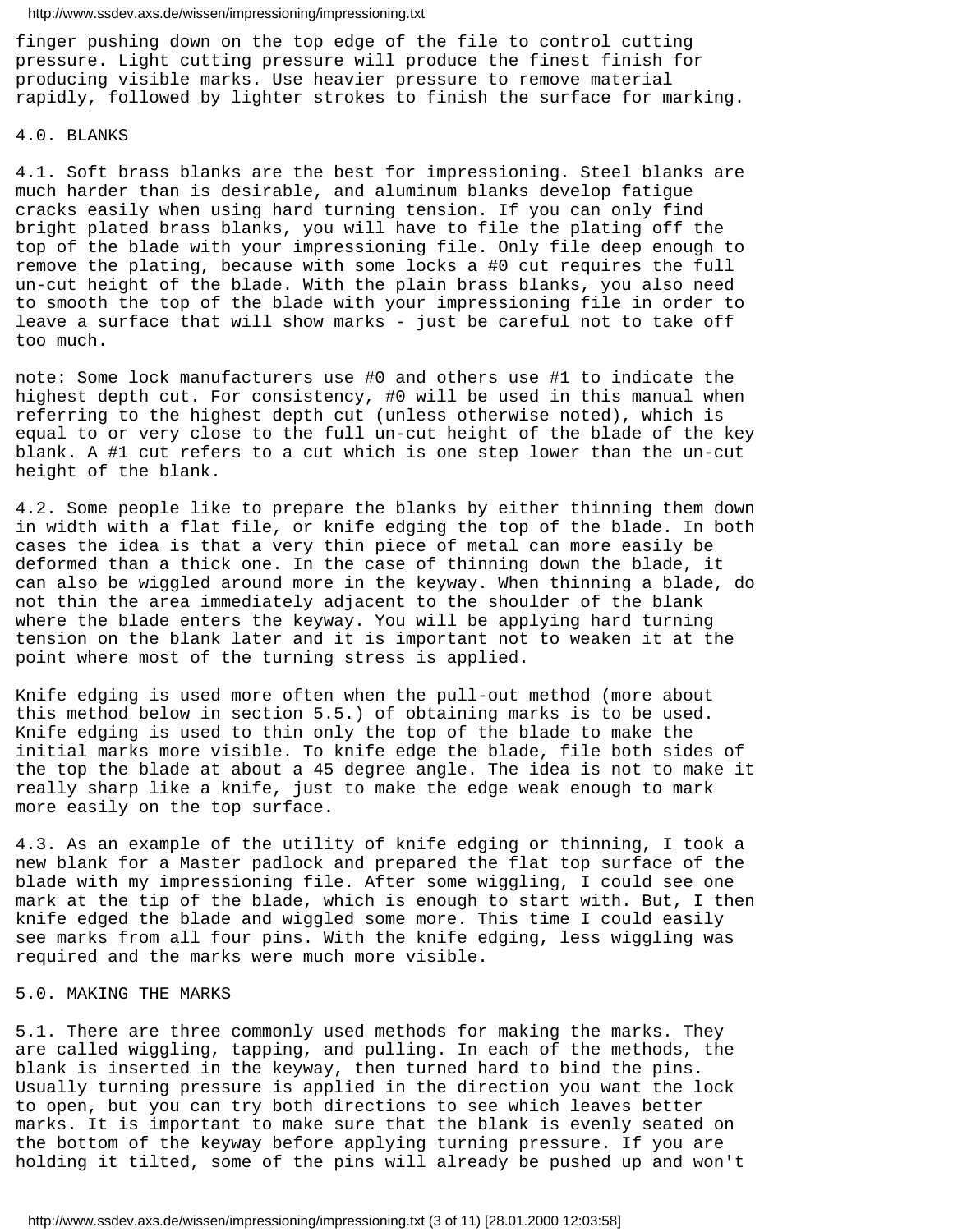finger pushing down on the top edge of the file to control cutting pressure. Light cutting pressure will produce the finest finish for producing visible marks. Use heavier pressure to remove material rapidly, followed by lighter strokes to finish the surface for marking.

## 4.0. BLANKS

4.1. Soft brass blanks are the best for impressioning. Steel blanks are much harder than is desirable, and aluminum blanks develop fatigue cracks easily when using hard turning tension. If you can only find bright plated brass blanks, you will have to file the plating off the top of the blade with your impressioning file. Only file deep enough to remove the plating, because with some locks a #0 cut requires the full un-cut height of the blade. With the plain brass blanks, you also need to smooth the top of the blade with your impressioning file in order to leave a surface that will show marks - just be careful not to take off too much.

note: Some lock manufacturers use #0 and others use #1 to indicate the highest depth cut. For consistency, #0 will be used in this manual when referring to the highest depth cut (unless otherwise noted), which is equal to or very close to the full un-cut height of the blade of the key blank. A #1 cut refers to a cut which is one step lower than the un-cut height of the blank.

4.2. Some people like to prepare the blanks by either thinning them down in width with a flat file, or knife edging the top of the blade. In both cases the idea is that a very thin piece of metal can more easily be deformed than a thick one. In the case of thinning down the blade, it can also be wiggled around more in the keyway. When thinning a blade, do not thin the area immediately adjacent to the shoulder of the blank where the blade enters the keyway. You will be applying hard turning tension on the blank later and it is important not to weaken it at the point where most of the turning stress is applied.

Knife edging is used more often when the pull-out method (more about this method below in section 5.5.) of obtaining marks is to be used. Knife edging is used to thin only the top of the blade to make the initial marks more visible. To knife edge the blade, file both sides of the top the blade at about a 45 degree angle. The idea is not to make it really sharp like a knife, just to make the edge weak enough to mark more easily on the top surface.

4.3. As an example of the utility of knife edging or thinning, I took a new blank for a Master padlock and prepared the flat top surface of the blade with my impressioning file. After some wiggling, I could see one mark at the tip of the blade, which is enough to start with. But, I then knife edged the blade and wiggled some more. This time I could easily see marks from all four pins. With the knife edging, less wiggling was required and the marks were much more visible.

## 5.0. MAKING THE MARKS

5.1. There are three commonly used methods for making the marks. They are called wiggling, tapping, and pulling. In each of the methods, the blank is inserted in the keyway, then turned hard to bind the pins. Usually turning pressure is applied in the direction you want the lock to open, but you can try both directions to see which leaves better marks. It is important to make sure that the blank is evenly seated on the bottom of the keyway before applying turning pressure. If you are holding it tilted, some of the pins will already be pushed up and won't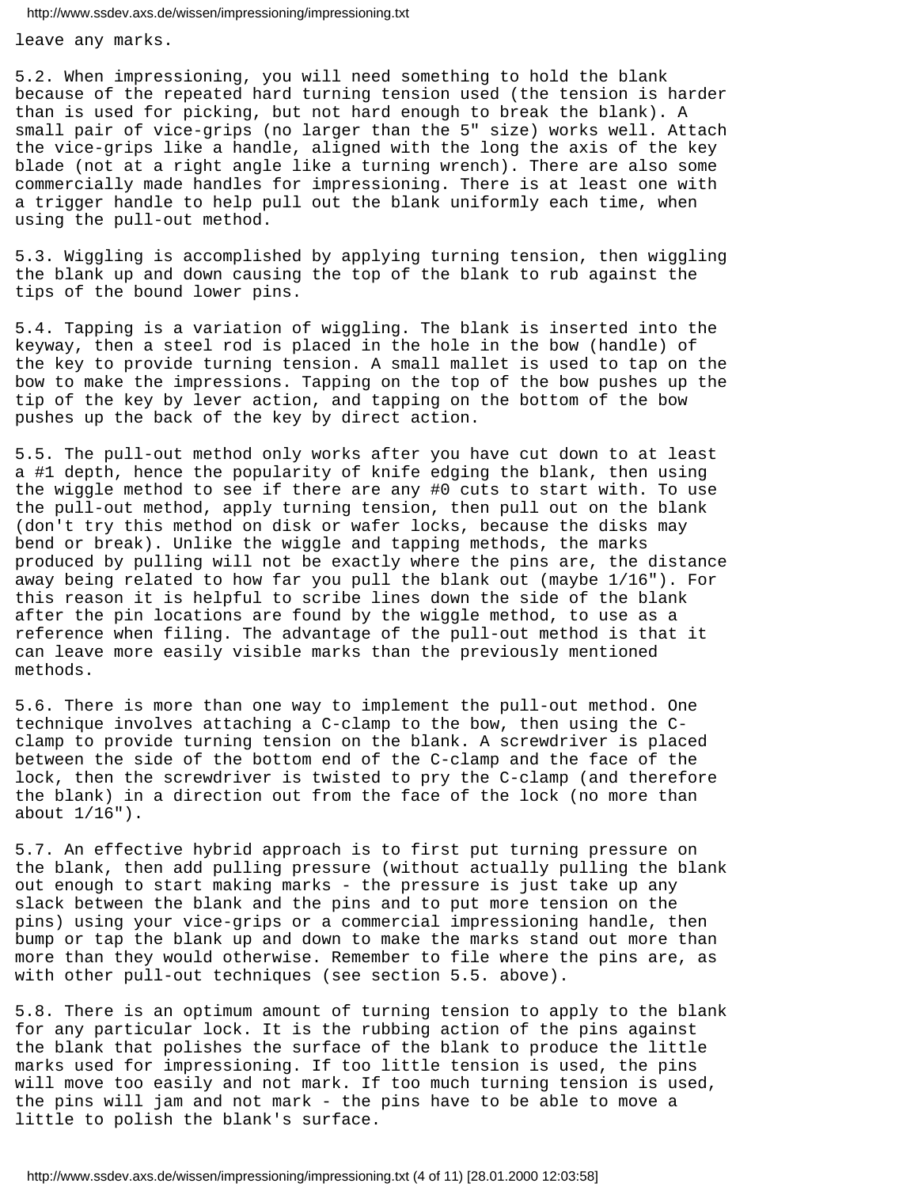leave any marks.

5.2. When impressioning, you will need something to hold the blank because of the repeated hard turning tension used (the tension is harder than is used for picking, but not hard enough to break the blank). A small pair of vice-grips (no larger than the 5" size) works well. Attach the vice-grips like a handle, aligned with the long the axis of the key blade (not at a right angle like a turning wrench). There are also some commercially made handles for impressioning. There is at least one with a trigger handle to help pull out the blank uniformly each time, when using the pull-out method.

5.3. Wiggling is accomplished by applying turning tension, then wiggling the blank up and down causing the top of the blank to rub against the tips of the bound lower pins.

5.4. Tapping is a variation of wiggling. The blank is inserted into the keyway, then a steel rod is placed in the hole in the bow (handle) of the key to provide turning tension. A small mallet is used to tap on the bow to make the impressions. Tapping on the top of the bow pushes up the tip of the key by lever action, and tapping on the bottom of the bow pushes up the back of the key by direct action.

5.5. The pull-out method only works after you have cut down to at least a #1 depth, hence the popularity of knife edging the blank, then using the wiggle method to see if there are any #0 cuts to start with. To use the pull-out method, apply turning tension, then pull out on the blank (don't try this method on disk or wafer locks, because the disks may bend or break). Unlike the wiggle and tapping methods, the marks produced by pulling will not be exactly where the pins are, the distance away being related to how far you pull the blank out (maybe 1/16"). For this reason it is helpful to scribe lines down the side of the blank after the pin locations are found by the wiggle method, to use as a reference when filing. The advantage of the pull-out method is that it can leave more easily visible marks than the previously mentioned methods.

5.6. There is more than one way to implement the pull-out method. One technique involves attaching a C-clamp to the bow, then using the C-clamp to provide turning tension on the blank. A screwdriver is placed between the side of the bottom end of the C-clamp and the face of the lock, then the screwdriver is twisted to pry the C-clamp (and therefore the blank) in a direction out from the face of the lock (no more than about 1/16").

5.7. An effective hybrid approach is to first put turning pressure on the blank, then add pulling pressure (without actually pulling the blank out enough to start making marks - the pressure is just take up any slack between the blank and the pins and to put more tension on the pins) using your vice-grips or a commercial impressioning handle, then bump or tap the blank up and down to make the marks stand out more than more than they would otherwise. Remember to file where the pins are, as with other pull-out techniques (see section 5.5. above).

5.8. There is an optimum amount of turning tension to apply to the blank for any particular lock. It is the rubbing action of the pins against the blank that polishes the surface of the blank to produce the little marks used for impressioning. If too little tension is used, the pins will move too easily and not mark. If too much turning tension is used, the pins will jam and not mark - the pins have to be able to move a little to polish the blank's surface.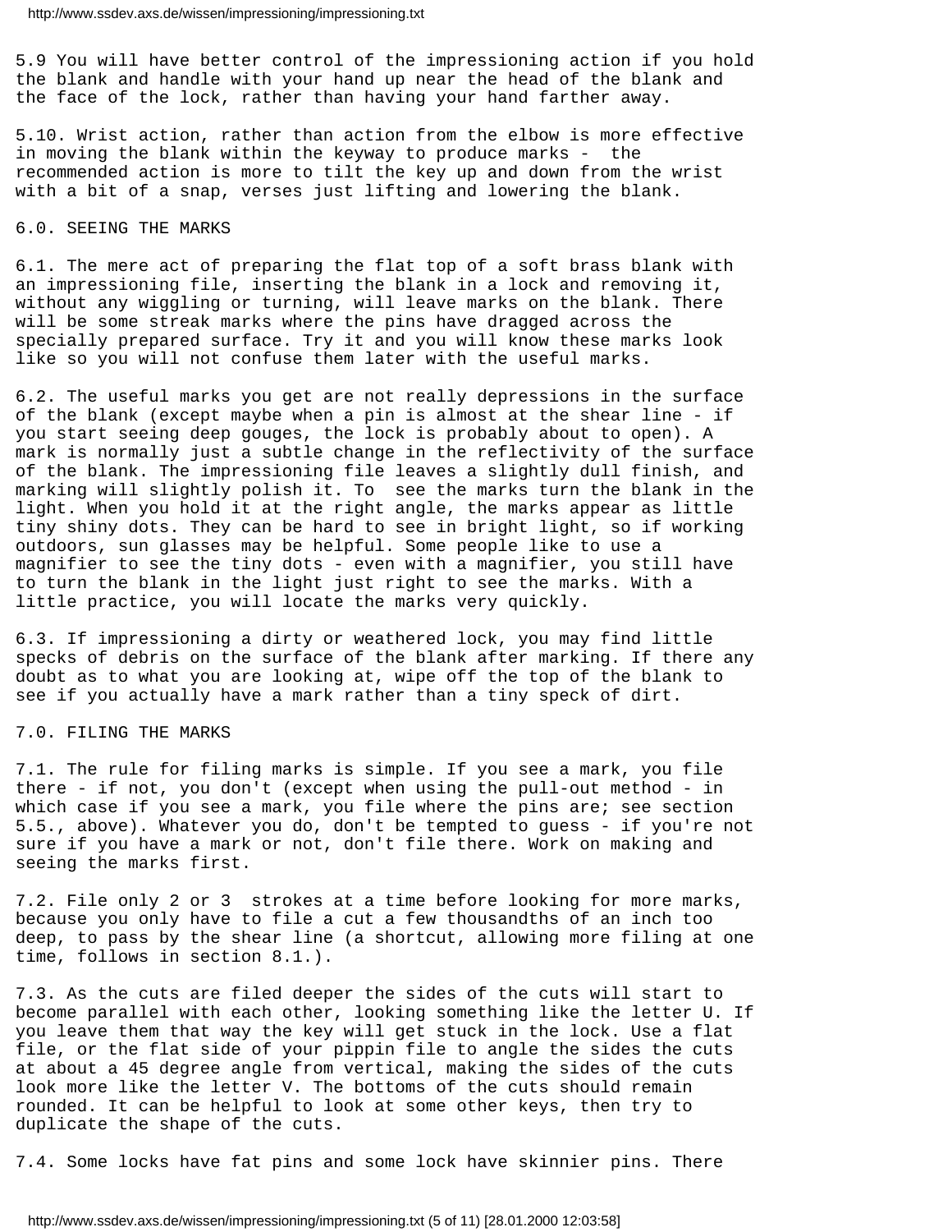5.9 You will have better control of the impressioning action if you hold the blank and handle with your hand up near the head of the blank and the face of the lock, rather than having your hand farther away.

5.10. Wrist action, rather than action from the elbow is more effective in moving the blank within the keyway to produce marks - the recommended action is more to tilt the key up and down from the wrist with a bit of a snap, verses just lifting and lowering the blank.

## 6.0. SEEING THE MARKS

6.1. The mere act of preparing the flat top of a soft brass blank with an impressioning file, inserting the blank in a lock and removing it, without any wiggling or turning, will leave marks on the blank. There will be some streak marks where the pins have dragged across the specially prepared surface. Try it and you will know these marks look like so you will not confuse them later with the useful marks.

6.2. The useful marks you get are not really depressions in the surface of the blank (except maybe when a pin is almost at the shear line - if you start seeing deep gouges, the lock is probably about to open). A mark is normally just a subtle change in the reflectivity of the surface of the blank. The impressioning file leaves a slightly dull finish, and marking will slightly polish it. To see the marks turn the blank in the light. When you hold it at the right angle, the marks appear as little tiny shiny dots. They can be hard to see in bright light, so if working outdoors, sun glasses may be helpful. Some people like to use a magnifier to see the tiny dots - even with a magnifier, you still have to turn the blank in the light just right to see the marks. With a little practice, you will locate the marks very quickly.

6.3. If impressioning a dirty or weathered lock, you may find little specks of debris on the surface of the blank after marking. If there any doubt as to what you are looking at, wipe off the top of the blank to see if you actually have a mark rather than a tiny speck of dirt.

## 7.0. FILING THE MARKS

7.1. The rule for filing marks is simple. If you see a mark, you file there - if not, you don't (except when using the pull-out method - in which case if you see a mark, you file where the pins are; see section 5.5., above). Whatever you do, don't be tempted to guess - if you're not sure if you have a mark or not, don't file there. Work on making and seeing the marks first.

7.2. File only 2 or 3 strokes at a time before looking for more marks, because you only have to file a cut a few thousandths of an inch too deep, to pass by the shear line (a shortcut, allowing more filing at one time, follows in section 8.1.).

7.3. As the cuts are filed deeper the sides of the cuts will start to become parallel with each other, looking something like the letter U. If you leave them that way the key will get stuck in the lock. Use a flat file, or the flat side of your pippin file to angle the sides the cuts at about a 45 degree angle from vertical, making the sides of the cuts look more like the letter V. The bottoms of the cuts should remain rounded. It can be helpful to look at some other keys, then try to duplicate the shape of the cuts.

7.4. Some locks have fat pins and some lock have skinnier pins. There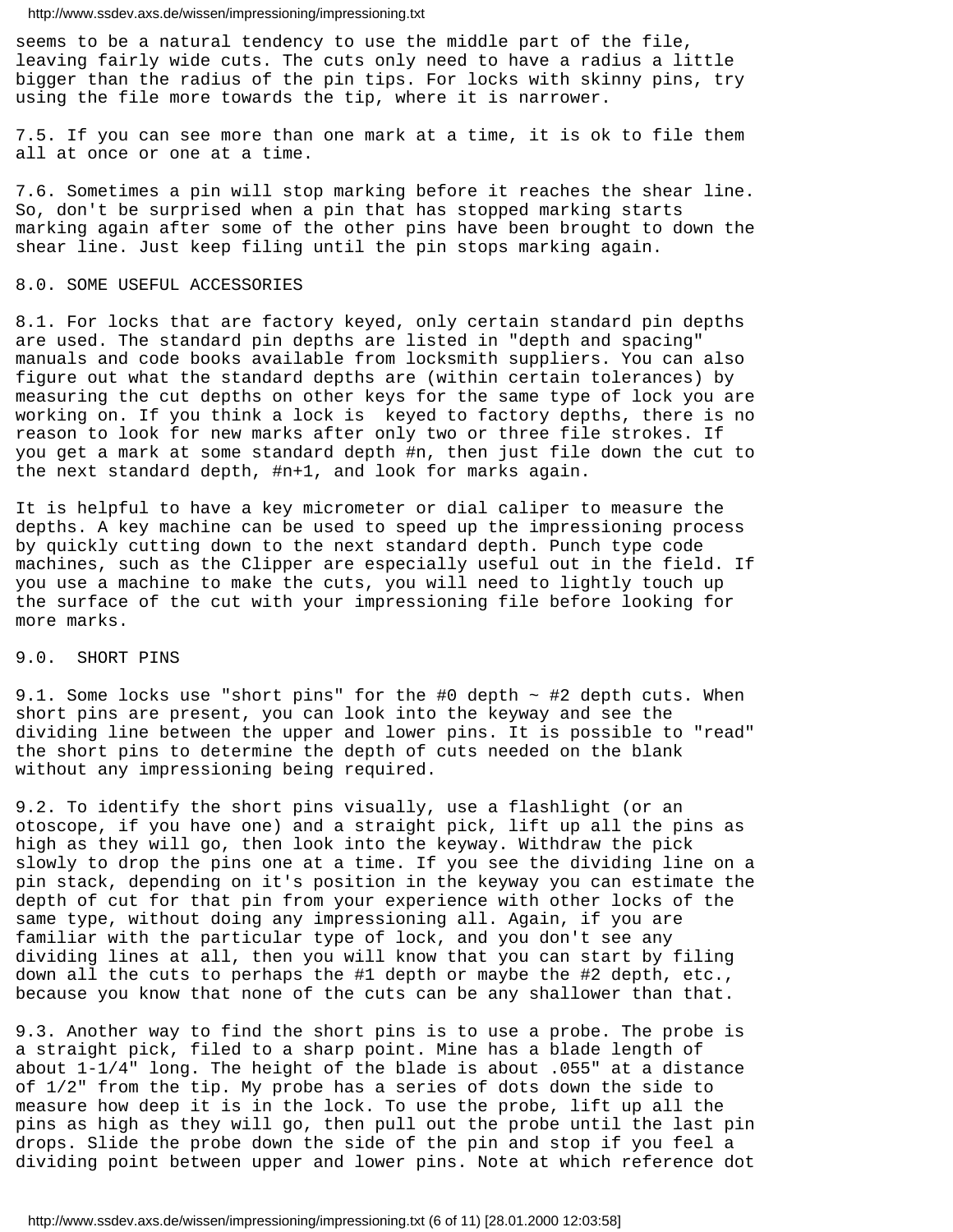seems to be a natural tendency to use the middle part of the file, leaving fairly wide cuts. The cuts only need to have a radius a little bigger than the radius of the pin tips. For locks with skinny pins, try using the file more towards the tip, where it is narrower.

7.5. If you can see more than one mark at a time, it is ok to file them all at once or one at a time.

7.6. Sometimes a pin will stop marking before it reaches the shear line. So, don't be surprised when a pin that has stopped marking starts marking again after some of the other pins have been brought to down the shear line. Just keep filing until the pin stops marking again.

## 8.0. SOME USEFUL ACCESSORIES

8.1. For locks that are factory keyed, only certain standard pin depths are used. The standard pin depths are listed in "depth and spacing" manuals and code books available from locksmith suppliers. You can also figure out what the standard depths are (within certain tolerances) by measuring the cut depths on other keys for the same type of lock you are working on. If you think a lock is keyed to factory depths, there is no reason to look for new marks after only two or three file strokes. If you get a mark at some standard depth #n, then just file down the cut to the next standard depth, #n+1, and look for marks again.

It is helpful to have a key micrometer or dial caliper to measure the depths. A key machine can be used to speed up the impressioning process by quickly cutting down to the next standard depth. Punch type code machines, such as the Clipper are especially useful out in the field. If you use a machine to make the cuts, you will need to lightly touch up the surface of the cut with your impressioning file before looking for more marks.

## 9.0. SHORT PINS

9.1. Some locks use "short pins" for the #0 depth ~ #2 depth cuts. When short pins are present, you can look into the keyway and see the dividing line between the upper and lower pins. It is possible to "read" the short pins to determine the depth of cuts needed on the blank without any impressioning being required.

9.2. To identify the short pins visually, use a flashlight (or an otoscope, if you have one) and a straight pick, lift up all the pins as high as they will go, then look into the keyway. Withdraw the pick slowly to drop the pins one at a time. If you see the dividing line on a pin stack, depending on it's position in the keyway you can estimate the depth of cut for that pin from your experience with other locks of the same type, without doing any impressioning all. Again, if you are familiar with the particular type of lock, and you don't see any dividing lines at all, then you will know that you can start by filing down all the cuts to perhaps the #1 depth or maybe the #2 depth, etc., because you know that none of the cuts can be any shallower than that.

9.3. Another way to find the short pins is to use a probe. The probe is a straight pick, filed to a sharp point. Mine has a blade length of about 1-1/4" long. The height of the blade is about .055" at a distance of 1/2" from the tip. My probe has a series of dots down the side to measure how deep it is in the lock. To use the probe, lift up all the pins as high as they will go, then pull out the probe until the last pin drops. Slide the probe down the side of the pin and stop if you feel a dividing point between upper and lower pins. Note at which reference dot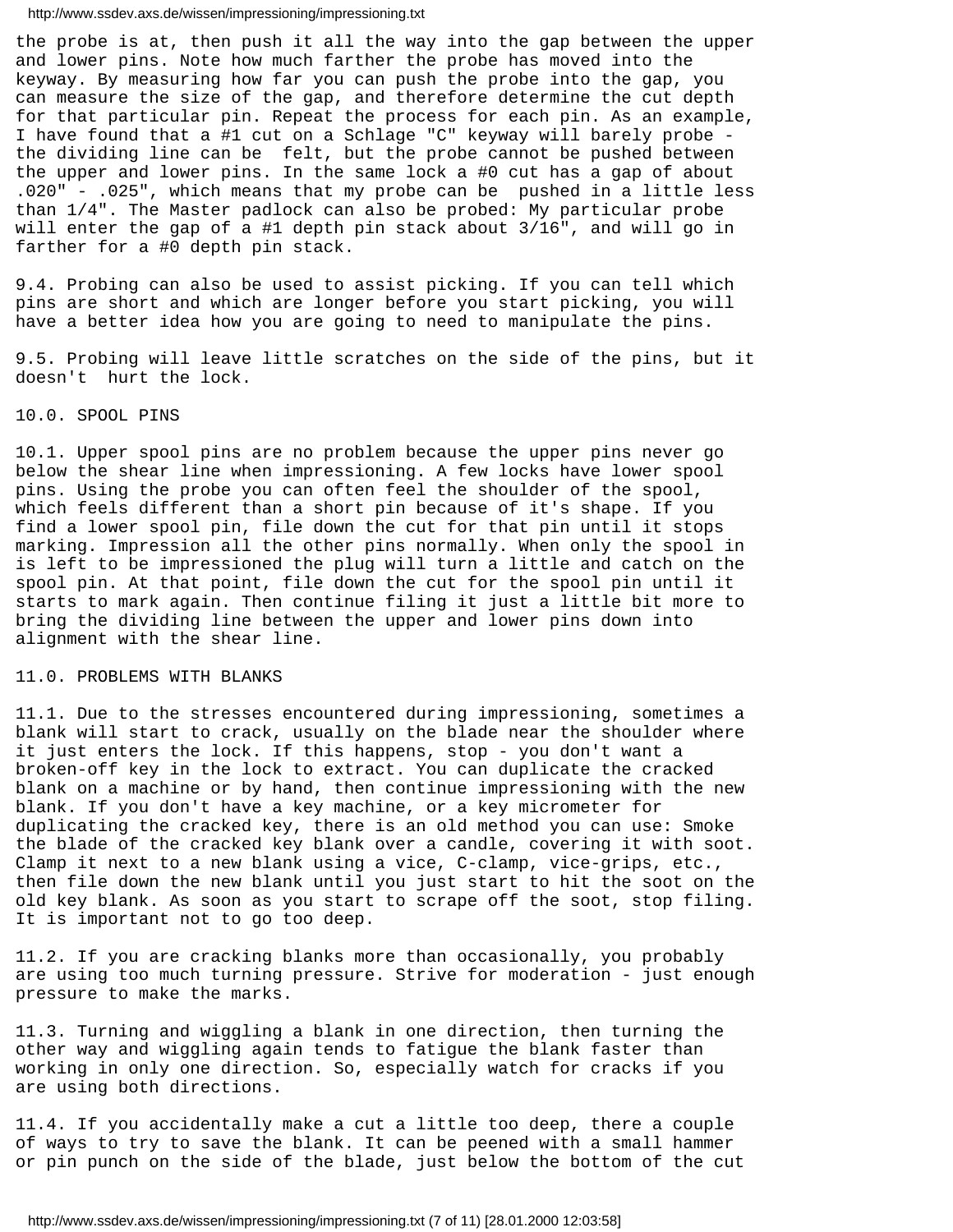the probe is at, then push it all the way into the gap between the upper and lower pins. Note how much farther the probe has moved into the keyway. By measuring how far you can push the probe into the gap, you can measure the size of the gap, and therefore determine the cut depth for that particular pin. Repeat the process for each pin. As an example, I have found that a #1 cut on a Schlage "C" keyway will barely probe - the dividing line can be felt, but the probe cannot be pushed between the upper and lower pins. In the same lock a #0 cut has a gap of about .020" - .025", which means that my probe can be pushed in a little less than 1/4". The Master padlock can also be probed: My particular probe will enter the gap of a #1 depth pin stack about 3/16", and will go in farther for a #0 depth pin stack.

9.4. Probing can also be used to assist picking. If you can tell which pins are short and which are longer before you start picking, you will have a better idea how you are going to need to manipulate the pins.

9.5. Probing will leave little scratches on the side of the pins, but it doesn't hurt the lock.

## 10.0. SPOOL PINS

10.1. Upper spool pins are no problem because the upper pins never go below the shear line when impressioning. A few locks have lower spool pins. Using the probe you can often feel the shoulder of the spool, which feels different than a short pin because of it's shape. If you find a lower spool pin, file down the cut for that pin until it stops marking. Impression all the other pins normally. When only the spool in is left to be impressioned the plug will turn a little and catch on the spool pin. At that point, file down the cut for the spool pin until it starts to mark again. Then continue filing it just a little bit more to bring the dividing line between the upper and lower pins down into alignment with the shear line.

## 11.0. PROBLEMS WITH BLANKS

11.1. Due to the stresses encountered during impressioning, sometimes a blank will start to crack, usually on the blade near the shoulder where it just enters the lock. If this happens, stop - you don't want a broken-off key in the lock to extract. You can duplicate the cracked blank on a machine or by hand, then continue impressioning with the new blank. If you don't have a key machine, or a key micrometer for duplicating the cracked key, there is an old method you can use: Smoke the blade of the cracked key blank over a candle, covering it with soot. Clamp it next to a new blank using a vice, C-clamp, vice-grips, etc., then file down the new blank until you just start to hit the soot on the old key blank. As soon as you start to scrape off the soot, stop filing. It is important not to go too deep.

11.2. If you are cracking blanks more than occasionally, you probably are using too much turning pressure. Strive for moderation - just enough pressure to make the marks.

11.3. Turning and wiggling a blank in one direction, then turning the other way and wiggling again tends to fatigue the blank faster than working in only one direction. So, especially watch for cracks if you are using both directions.

11.4. If you accidentally make a cut a little too deep, there a couple of ways to try to save the blank. It can be peened with a small hammer or pin punch on the side of the blade, just below the bottom of the cut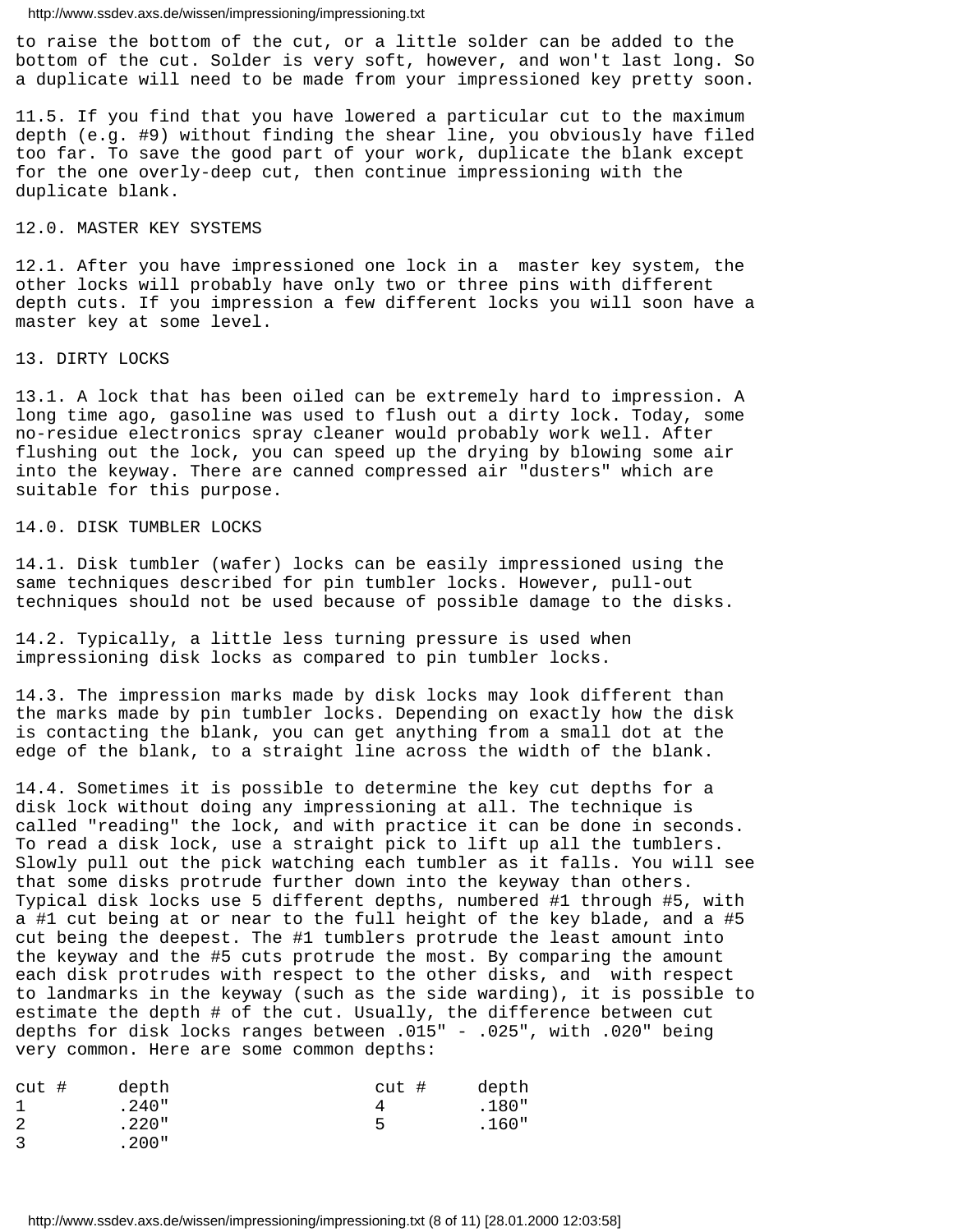to raise the bottom of the cut, or a little solder can be added to the bottom of the cut. Solder is very soft, however, and won't last long. So a duplicate will need to be made from your impressioned key pretty soon.

11.5. If you find that you have lowered a particular cut to the maximum depth (e.g. #9) without finding the shear line, you obviously have filed too far. To save the good part of your work, duplicate the blank except for the one overly-deep cut, then continue impressioning with the duplicate blank.

## 12.0. MASTER KEY SYSTEMS

12.1. After you have impressioned one lock in a master key system, the other locks will probably have only two or three pins with different depth cuts. If you impression a few different locks you will soon have a master key at some level.

## 13. DIRTY LOCKS

13.1. A lock that has been oiled can be extremely hard to impression. A long time ago, gasoline was used to flush out a dirty lock. Today, some no-residue electronics spray cleaner would probably work well. After flushing out the lock, you can speed up the drying by blowing some air into the keyway. There are canned compressed air "dusters" which are suitable for this purpose.

## 14.0. DISK TUMBLER LOCKS

14.1. Disk tumbler (wafer) locks can be easily impressioned using the same techniques described for pin tumbler locks. However, pull-out techniques should not be used because of possible damage to the disks.

14.2. Typically, a little less turning pressure is used when impressioning disk locks as compared to pin tumbler locks.

14.3. The impression marks made by disk locks may look different than the marks made by pin tumbler locks. Depending on exactly how the disk is contacting the blank, you can get anything from a small dot at the edge of the blank, to a straight line across the width of the blank.

14.4. Sometimes it is possible to determine the key cut depths for a disk lock without doing any impressioning at all. The technique is called "reading" the lock, and with practice it can be done in seconds. To read a disk lock, use a straight pick to lift up all the tumblers. Slowly pull out the pick watching each tumbler as it falls. You will see that some disks protrude further down into the keyway than others. Typical disk locks use 5 different depths, numbered #1 through #5, with a #1 cut being at or near to the full height of the key blade, and a #5 cut being the deepest. The #1 tumblers protrude the least amount into the keyway and the #5 cuts protrude the most. By comparing the amount each disk protrudes with respect to the other disks, and with respect to landmarks in the keyway (such as the side warding), it is possible to estimate the depth # of the cut. Usually, the difference between cut depths for disk locks ranges between .015" - .025", with .020" being very common. Here are some common depths:

| cut # | depth | cut # | depth |
|---|---|---|---|
| 1 | .240" | 4 | .180" |
| 2 | .220" | 5 | .160" |
| 3 | .200" | | |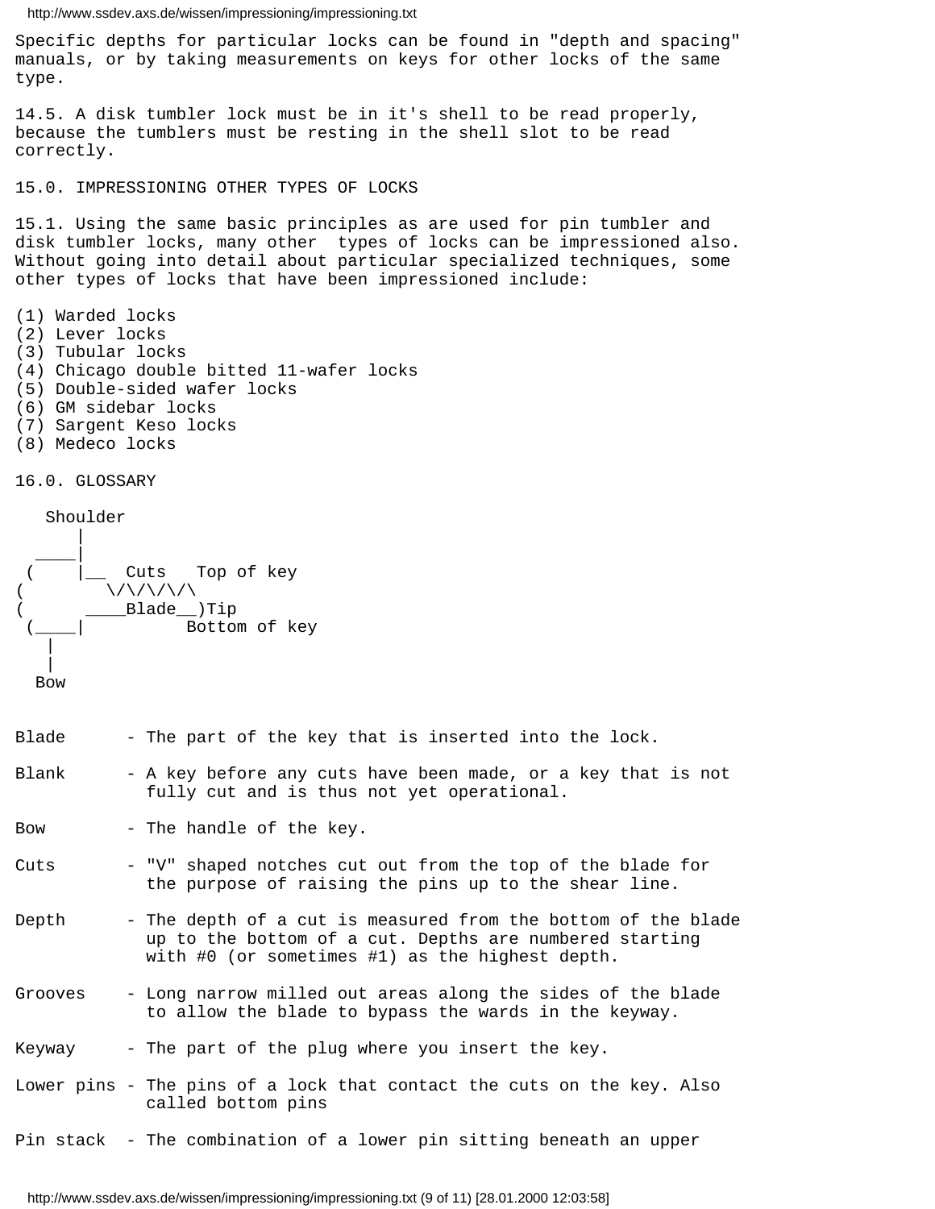Specific depths for particular locks can be found in "depth and spacing" manuals, or by taking measurements on keys for other locks of the same type.

14.5. A disk tumbler lock must be in it's shell to be read properly, because the tumblers must be resting in the shell slot to be read correctly.

## 15.0. IMPRESSIONING OTHER TYPES OF LOCKS

15.1. Using the same basic principles as are used for pin tumbler and disk tumbler locks, many other types of locks can be impressioned also. Without going into detail about particular specialized techniques, some other types of locks that have been impressioned include:

(1) Warded locks
(2) Lever locks
(3) Tubular locks
(4) Chicago double bitted 11-wafer locks
(5) Double-sided wafer locks
(6) GM sidebar locks
(7) Sargent Keso locks
(8) Medeco locks

## 16.0. GLOSSARY

```
   Shoulder
       |
   ____|
  (    |__  Cuts   Top of key
 (        \/\/\/\/\
 (      ____Blade__)Tip
  (____|          Bottom of key
    |
    |
   Bow
```

Blade - The part of the key that is inserted into the lock.

Blank - A key before any cuts have been made, or a key that is not fully cut and is thus not yet operational.

Bow - The handle of the key.

Cuts - "V" shaped notches cut out from the top of the blade for the purpose of raising the pins up to the shear line.

Depth - The depth of a cut is measured from the bottom of the blade up to the bottom of a cut. Depths are numbered starting with #0 (or sometimes #1) as the highest depth.

Grooves - Long narrow milled out areas along the sides of the blade to allow the blade to bypass the wards in the keyway.

Keyway - The part of the plug where you insert the key.

Lower pins - The pins of a lock that contact the cuts on the key. Also called bottom pins

Pin stack - The combination of a lower pin sitting beneath an upper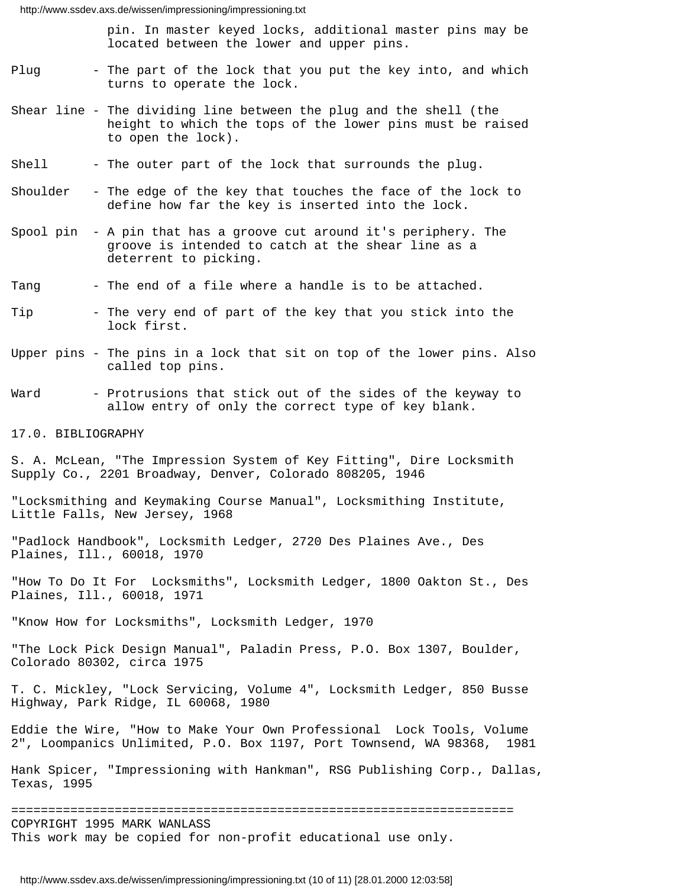pin. In master keyed locks, additional master pins may be located between the lower and upper pins.

Plug - The part of the lock that you put the key into, and which turns to operate the lock.

Shear line - The dividing line between the plug and the shell (the height to which the tops of the lower pins must be raised to open the lock).

Shell - The outer part of the lock that surrounds the plug.

Shoulder - The edge of the key that touches the face of the lock to define how far the key is inserted into the lock.

Spool pin - A pin that has a groove cut around it's periphery. The groove is intended to catch at the shear line as a deterrent to picking.

Tang - The end of a file where a handle is to be attached.

Tip - The very end of part of the key that you stick into the lock first.

Upper pins - The pins in a lock that sit on top of the lower pins. Also called top pins.

Ward - Protrusions that stick out of the sides of the keyway to allow entry of only the correct type of key blank.

## 17.0. BIBLIOGRAPHY

S. A. McLean, "The Impression System of Key Fitting", Dire Locksmith Supply Co., 2201 Broadway, Denver, Colorado 808205, 1946

"Locksmithing and Keymaking Course Manual", Locksmithing Institute, Little Falls, New Jersey, 1968

"Padlock Handbook", Locksmith Ledger, 2720 Des Plaines Ave., Des Plaines, Ill., 60018, 1970

"How To Do It For Locksmiths", Locksmith Ledger, 1800 Oakton St., Des Plaines, Ill., 60018, 1971

"Know How for Locksmiths", Locksmith Ledger, 1970

"The Lock Pick Design Manual", Paladin Press, P.O. Box 1307, Boulder, Colorado 80302, circa 1975

T. C. Mickley, "Lock Servicing, Volume 4", Locksmith Ledger, 850 Busse Highway, Park Ridge, IL 60068, 1980

Eddie the Wire, "How to Make Your Own Professional Lock Tools, Volume 2", Loompanics Unlimited, P.O. Box 1197, Port Townsend, WA 98368, 1981

Hank Spicer, "Impressioning with Hankman", RSG Publishing Corp., Dallas, Texas, 1995

---

COPYRIGHT 1995 MARK WANLASS
This work may be copied for non-profit educational use only.